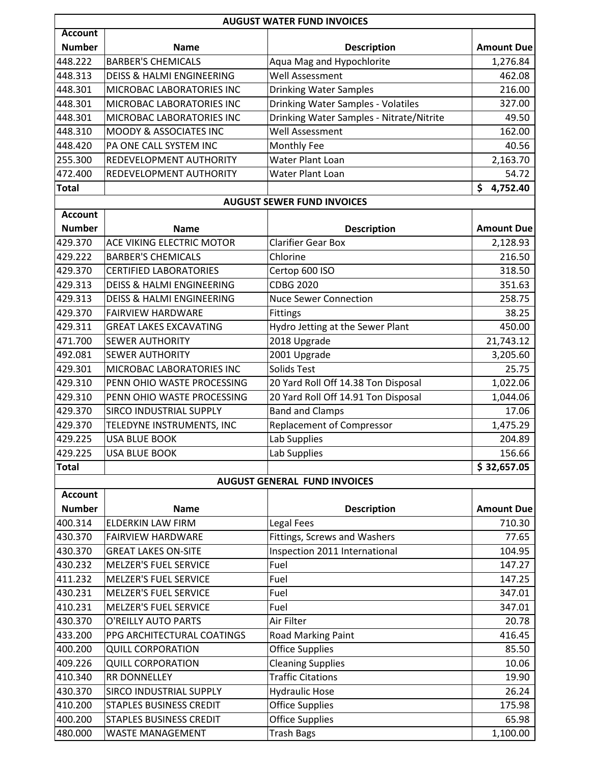## AUGUST WATER FUND INVOICES

| Account Number | Name | Description | Amount Due |
|---|---|---|---|
| 448.222 | BARBER'S CHEMICALS | Aqua Mag and Hypochlorite | 1,276.84 |
| 448.313 | DEISS & HALMI ENGINEERING | Well Assessment | 462.08 |
| 448.301 | MICROBAC LABORATORIES INC | Drinking Water Samples | 216.00 |
| 448.301 | MICROBAC LABORATORIES INC | Drinking Water Samples - Volatiles | 327.00 |
| 448.301 | MICROBAC LABORATORIES INC | Drinking Water Samples - Nitrate/Nitrite | 49.50 |
| 448.310 | MOODY & ASSOCIATES INC | Well Assessment | 162.00 |
| 448.420 | PA ONE CALL SYSTEM INC | Monthly Fee | 40.56 |
| 255.300 | REDEVELOPMENT AUTHORITY | Water Plant Loan | 2,163.70 |
| 472.400 | REDEVELOPMENT AUTHORITY | Water Plant Loan | 54.72 |
| **Total** | | | **$ 4,752.40** |

## AUGUST SEWER FUND INVOICES

| Account Number | Name | Description | Amount Due |
|---|---|---|---|
| 429.370 | ACE VIKING ELECTRIC MOTOR | Clarifier Gear Box | 2,128.93 |
| 429.222 | BARBER'S CHEMICALS | Chlorine | 216.50 |
| 429.370 | CERTIFIED LABORATORIES | Certop 600 ISO | 318.50 |
| 429.313 | DEISS & HALMI ENGINEERING | CDBG 2020 | 351.63 |
| 429.313 | DEISS & HALMI ENGINEERING | Nuce Sewer Connection | 258.75 |
| 429.370 | FAIRVIEW HARDWARE | Fittings | 38.25 |
| 429.311 | GREAT LAKES EXCAVATING | Hydro Jetting at the Sewer Plant | 450.00 |
| 471.700 | SEWER AUTHORITY | 2018 Upgrade | 21,743.12 |
| 492.081 | SEWER AUTHORITY | 2001 Upgrade | 3,205.60 |
| 429.301 | MICROBAC LABORATORIES INC | Solids Test | 25.75 |
| 429.310 | PENN OHIO WASTE PROCESSING | 20 Yard Roll Off 14.38 Ton Disposal | 1,022.06 |
| 429.310 | PENN OHIO WASTE PROCESSING | 20 Yard Roll Off 14.91 Ton Disposal | 1,044.06 |
| 429.370 | SIRCO INDUSTRIAL SUPPLY | Band and Clamps | 17.06 |
| 429.370 | TELEDYNE INSTRUMENTS, INC | Replacement of Compressor | 1,475.29 |
| 429.225 | USA BLUE BOOK | Lab Supplies | 204.89 |
| 429.225 | USA BLUE BOOK | Lab Supplies | 156.66 |
| **Total** | | | **$ 32,657.05** |

## AUGUST GENERAL FUND INVOICES

| Account Number | Name | Description | Amount Due |
|---|---|---|---|
| 400.314 | ELDERKIN LAW FIRM | Legal Fees | 710.30 |
| 430.370 | FAIRVIEW HARDWARE | Fittings, Screws and Washers | 77.65 |
| 430.370 | GREAT LAKES ON-SITE | Inspection 2011 International | 104.95 |
| 430.232 | MELZER'S FUEL SERVICE | Fuel | 147.27 |
| 411.232 | MELZER'S FUEL SERVICE | Fuel | 147.25 |
| 430.231 | MELZER'S FUEL SERVICE | Fuel | 347.01 |
| 410.231 | MELZER'S FUEL SERVICE | Fuel | 347.01 |
| 430.370 | O'REILLY AUTO PARTS | Air Filter | 20.78 |
| 433.200 | PPG ARCHITECTURAL COATINGS | Road Marking Paint | 416.45 |
| 400.200 | QUILL CORPORATION | Office Supplies | 85.50 |
| 409.226 | QUILL CORPORATION | Cleaning Supplies | 10.06 |
| 410.340 | RR DONNELLEY | Traffic Citations | 19.90 |
| 430.370 | SIRCO INDUSTRIAL SUPPLY | Hydraulic Hose | 26.24 |
| 410.200 | STAPLES BUSINESS CREDIT | Office Supplies | 175.98 |
| 400.200 | STAPLES BUSINESS CREDIT | Office Supplies | 65.98 |
| 480.000 | WASTE MANAGEMENT | Trash Bags | 1,100.00 |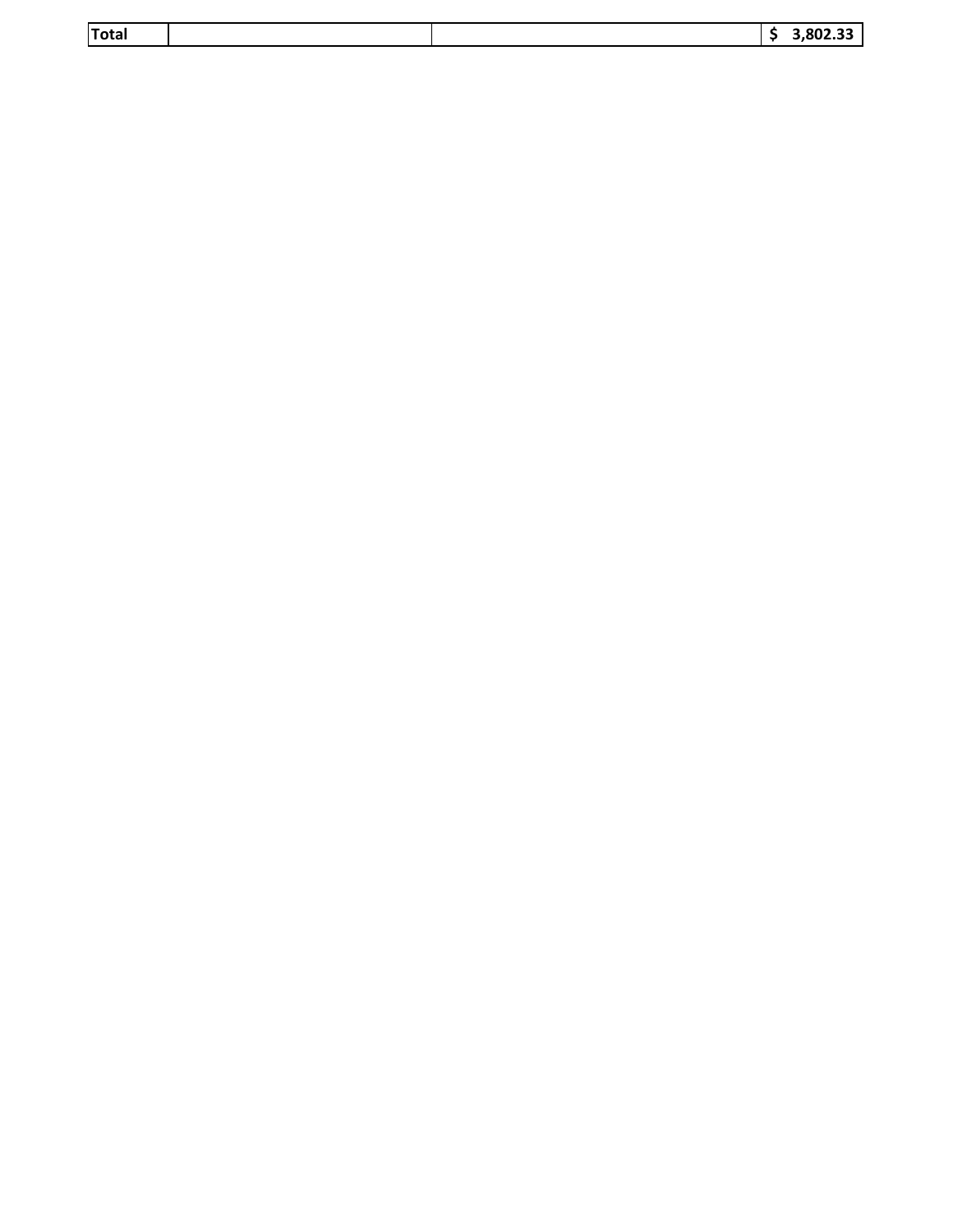| | | | |
|---|---|---|---|
| **Total** | | | **$ 3,802.33** |